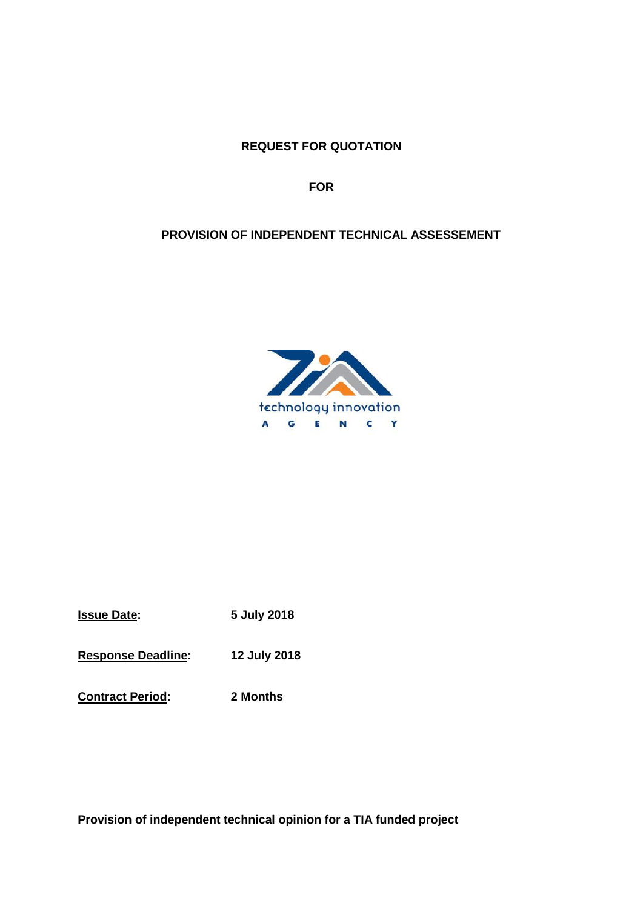# REQUEST FOR QUOTATION

## FOR

## PROVISION OF INDEPENDENT TECHNICAL ASSESSEMENT

technology innovation
A G E N C Y

**Issue Date:** **5 July 2018**

**Response Deadline:** **12 July 2018**

**Contract Period:** **2 Months**

**Provision of independent technical opinion for a TIA funded project**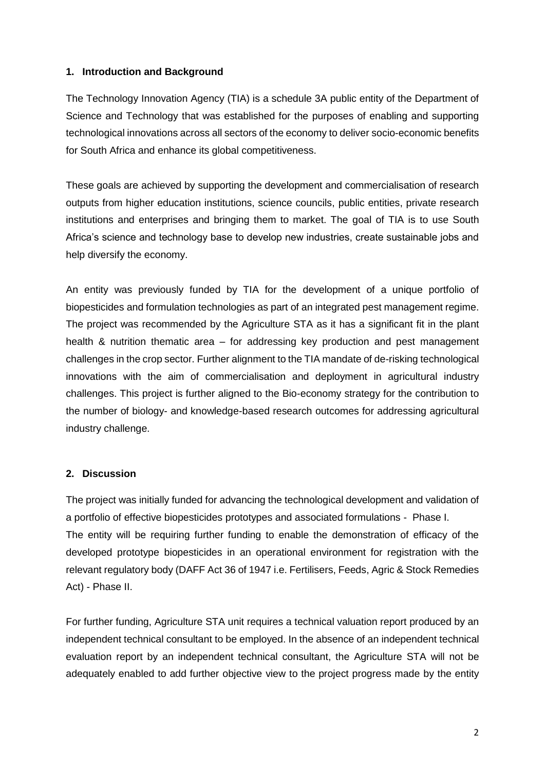## 1. Introduction and Background

The Technology Innovation Agency (TIA) is a schedule 3A public entity of the Department of Science and Technology that was established for the purposes of enabling and supporting technological innovations across all sectors of the economy to deliver socio-economic benefits for South Africa and enhance its global competitiveness.

These goals are achieved by supporting the development and commercialisation of research outputs from higher education institutions, science councils, public entities, private research institutions and enterprises and bringing them to market. The goal of TIA is to use South Africa's science and technology base to develop new industries, create sustainable jobs and help diversify the economy.

An entity was previously funded by TIA for the development of a unique portfolio of biopesticides and formulation technologies as part of an integrated pest management regime. The project was recommended by the Agriculture STA as it has a significant fit in the plant health & nutrition thematic area – for addressing key production and pest management challenges in the crop sector. Further alignment to the TIA mandate of de-risking technological innovations with the aim of commercialisation and deployment in agricultural industry challenges. This project is further aligned to the Bio-economy strategy for the contribution to the number of biology- and knowledge-based research outcomes for addressing agricultural industry challenge.

## 2. Discussion

The project was initially funded for advancing the technological development and validation of a portfolio of effective biopesticides prototypes and associated formulations - Phase I.
The entity will be requiring further funding to enable the demonstration of efficacy of the developed prototype biopesticides in an operational environment for registration with the relevant regulatory body (DAFF Act 36 of 1947 i.e. Fertilisers, Feeds, Agric & Stock Remedies Act) - Phase II.

For further funding, Agriculture STA unit requires a technical valuation report produced by an independent technical consultant to be employed. In the absence of an independent technical evaluation report by an independent technical consultant, the Agriculture STA will not be adequately enabled to add further objective view to the project progress made by the entity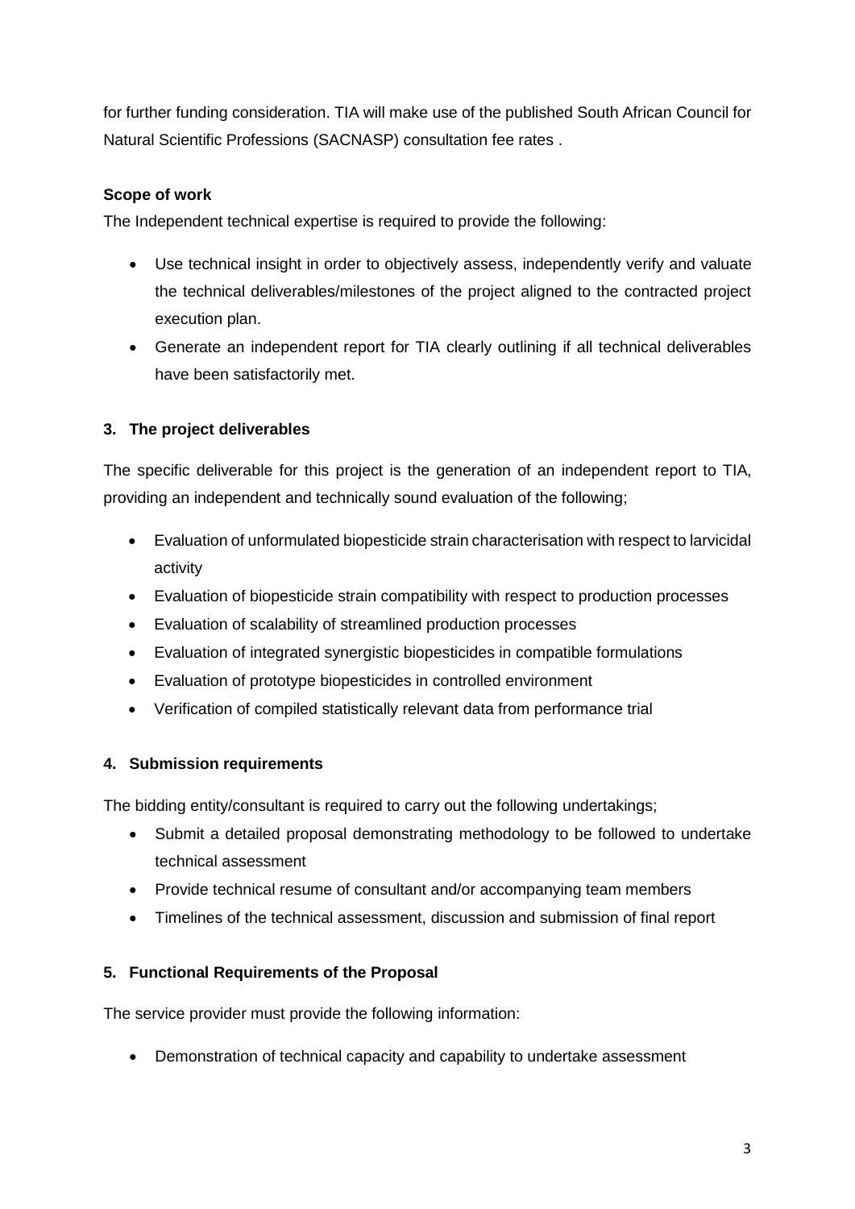for further funding consideration. TIA will make use of the published South African Council for Natural Scientific Professions (SACNASP) consultation fee rates .

**Scope of work**

The Independent technical expertise is required to provide the following:

- Use technical insight in order to objectively assess, independently verify and valuate the technical deliverables/milestones of the project aligned to the contracted project execution plan.
- Generate an independent report for TIA clearly outlining if all technical deliverables have been satisfactorily met.

## 3. The project deliverables

The specific deliverable for this project is the generation of an independent report to TIA, providing an independent and technically sound evaluation of the following;

- Evaluation of unformulated biopesticide strain characterisation with respect to larvicidal activity
- Evaluation of biopesticide strain compatibility with respect to production processes
- Evaluation of scalability of streamlined production processes
- Evaluation of integrated synergistic biopesticides in compatible formulations
- Evaluation of prototype biopesticides in controlled environment
- Verification of compiled statistically relevant data from performance trial

## 4. Submission requirements

The bidding entity/consultant is required to carry out the following undertakings;

- Submit a detailed proposal demonstrating methodology to be followed to undertake technical assessment
- Provide technical resume of consultant and/or accompanying team members
- Timelines of the technical assessment, discussion and submission of final report

## 5. Functional Requirements of the Proposal

The service provider must provide the following information:

- Demonstration of technical capacity and capability to undertake assessment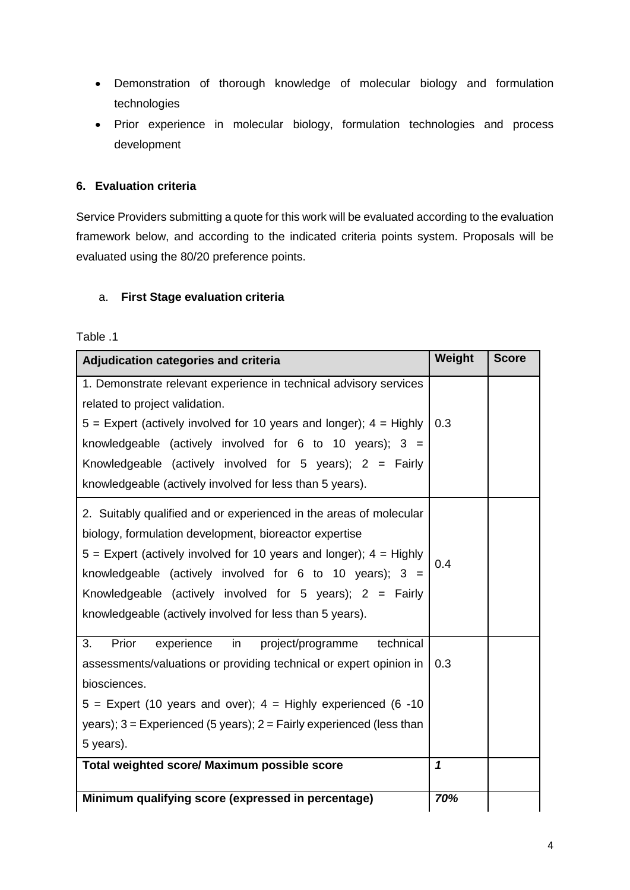- Demonstration of thorough knowledge of molecular biology and formulation technologies
- Prior experience in molecular biology, formulation technologies and process development

## 6. Evaluation criteria

Service Providers submitting a quote for this work will be evaluated according to the evaluation framework below, and according to the indicated criteria points system. Proposals will be evaluated using the 80/20 preference points.

### a. First Stage evaluation criteria

Table .1

| **Adjudication categories and criteria** | **Weight** | **Score** |
|---|---|---|
| 1. Demonstrate relevant experience in technical advisory services related to project validation.<br>5 = Expert (actively involved for 10 years and longer); 4 = Highly knowledgeable (actively involved for 6 to 10 years); 3 = Knowledgeable (actively involved for 5 years); 2 = Fairly knowledgeable (actively involved for less than 5 years). | 0.3 | |
| 2. Suitably qualified and or experienced in the areas of molecular biology, formulation development, bioreactor expertise<br>5 = Expert (actively involved for 10 years and longer); 4 = Highly knowledgeable (actively involved for 6 to 10 years); 3 = Knowledgeable (actively involved for 5 years); 2 = Fairly knowledgeable (actively involved for less than 5 years). | 0.4 | |
| 3. Prior experience in project/programme technical assessments/valuations or providing technical or expert opinion in biosciences.<br>5 = Expert (10 years and over); 4 = Highly experienced (6 -10 years); 3 = Experienced (5 years); 2 = Fairly experienced (less than 5 years). | 0.3 | |
| **Total weighted score/ Maximum possible score** | ***1*** | |
| **Minimum qualifying score (expressed in percentage)** | ***70%*** | |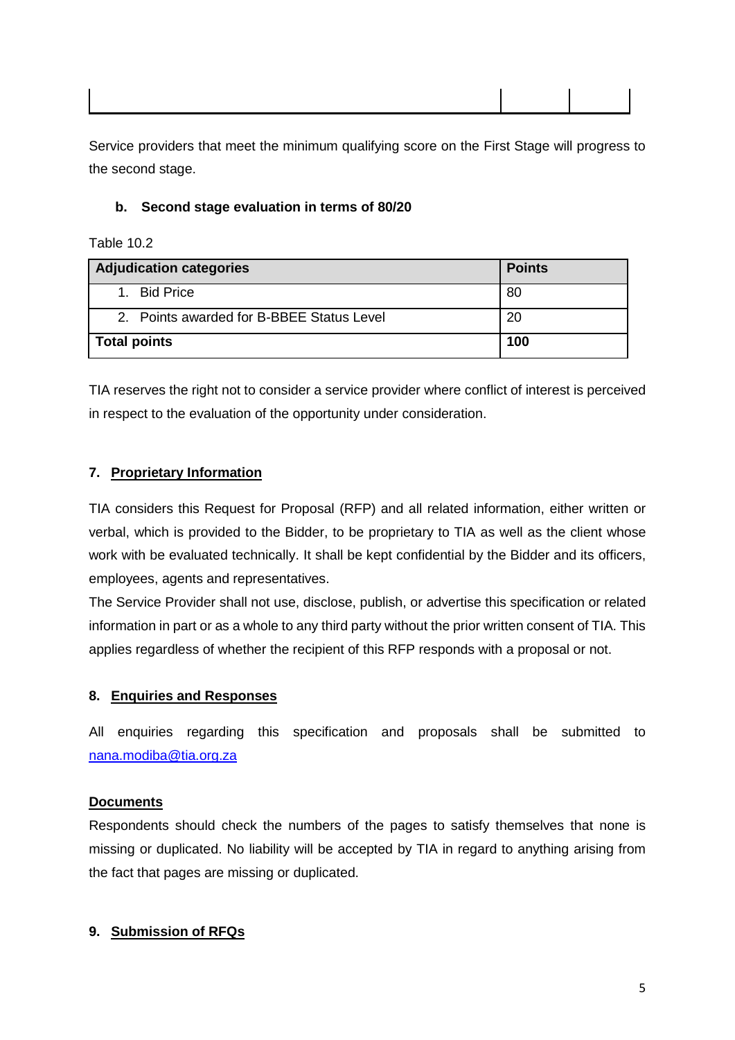Service providers that meet the minimum qualifying score on the First Stage will progress to the second stage.

**b. Second stage evaluation in terms of 80/20**

Table 10.2

| Adjudication categories | Points |
|---|---|
| 1. Bid Price | 80 |
| 2. Points awarded for B-BBEE Status Level | 20 |
| **Total points** | **100** |

TIA reserves the right not to consider a service provider where conflict of interest is perceived in respect to the evaluation of the opportunity under consideration.

## 7. Proprietary Information

TIA considers this Request for Proposal (RFP) and all related information, either written or verbal, which is provided to the Bidder, to be proprietary to TIA as well as the client whose work with be evaluated technically. It shall be kept confidential by the Bidder and its officers, employees, agents and representatives.

The Service Provider shall not use, disclose, publish, or advertise this specification or related information in part or as a whole to any third party without the prior written consent of TIA. This applies regardless of whether the recipient of this RFP responds with a proposal or not.

## 8. Enquiries and Responses

All enquiries regarding this specification and proposals shall be submitted to nana.modiba@tia.org.za

**Documents**

Respondents should check the numbers of the pages to satisfy themselves that none is missing or duplicated. No liability will be accepted by TIA in regard to anything arising from the fact that pages are missing or duplicated.

## 9. Submission of RFQs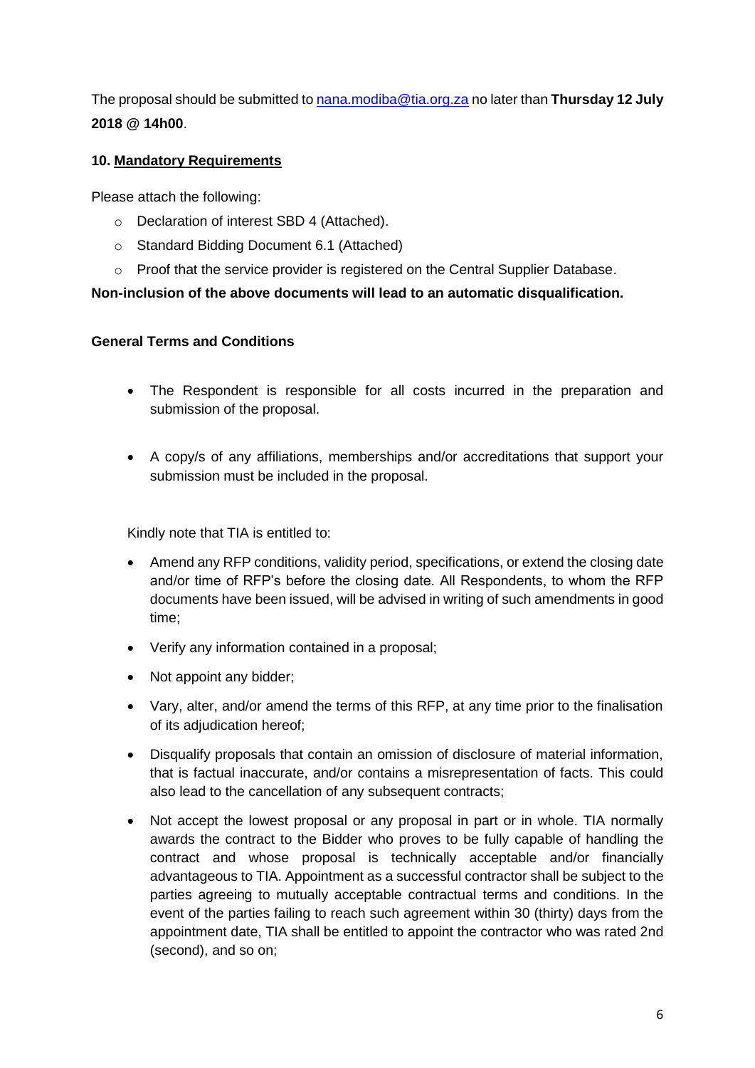The proposal should be submitted to [nana.modiba@tia.org.za](mailto:nana.modiba@tia.org.za) no later than **Thursday 12 July 2018 @ 14h00**.

**10. Mandatory Requirements**

Please attach the following:

- Declaration of interest SBD 4 (Attached).
- Standard Bidding Document 6.1 (Attached)
- Proof that the service provider is registered on the Central Supplier Database.

**Non-inclusion of the above documents will lead to an automatic disqualification.**

**General Terms and Conditions**

- The Respondent is responsible for all costs incurred in the preparation and submission of the proposal.
- A copy/s of any affiliations, memberships and/or accreditations that support your submission must be included in the proposal.

Kindly note that TIA is entitled to:

- Amend any RFP conditions, validity period, specifications, or extend the closing date and/or time of RFP's before the closing date. All Respondents, to whom the RFP documents have been issued, will be advised in writing of such amendments in good time;
- Verify any information contained in a proposal;
- Not appoint any bidder;
- Vary, alter, and/or amend the terms of this RFP, at any time prior to the finalisation of its adjudication hereof;
- Disqualify proposals that contain an omission of disclosure of material information, that is factual inaccurate, and/or contains a misrepresentation of facts. This could also lead to the cancellation of any subsequent contracts;
- Not accept the lowest proposal or any proposal in part or in whole. TIA normally awards the contract to the Bidder who proves to be fully capable of handling the contract and whose proposal is technically acceptable and/or financially advantageous to TIA. Appointment as a successful contractor shall be subject to the parties agreeing to mutually acceptable contractual terms and conditions. In the event of the parties failing to reach such agreement within 30 (thirty) days from the appointment date, TIA shall be entitled to appoint the contractor who was rated 2nd (second), and so on;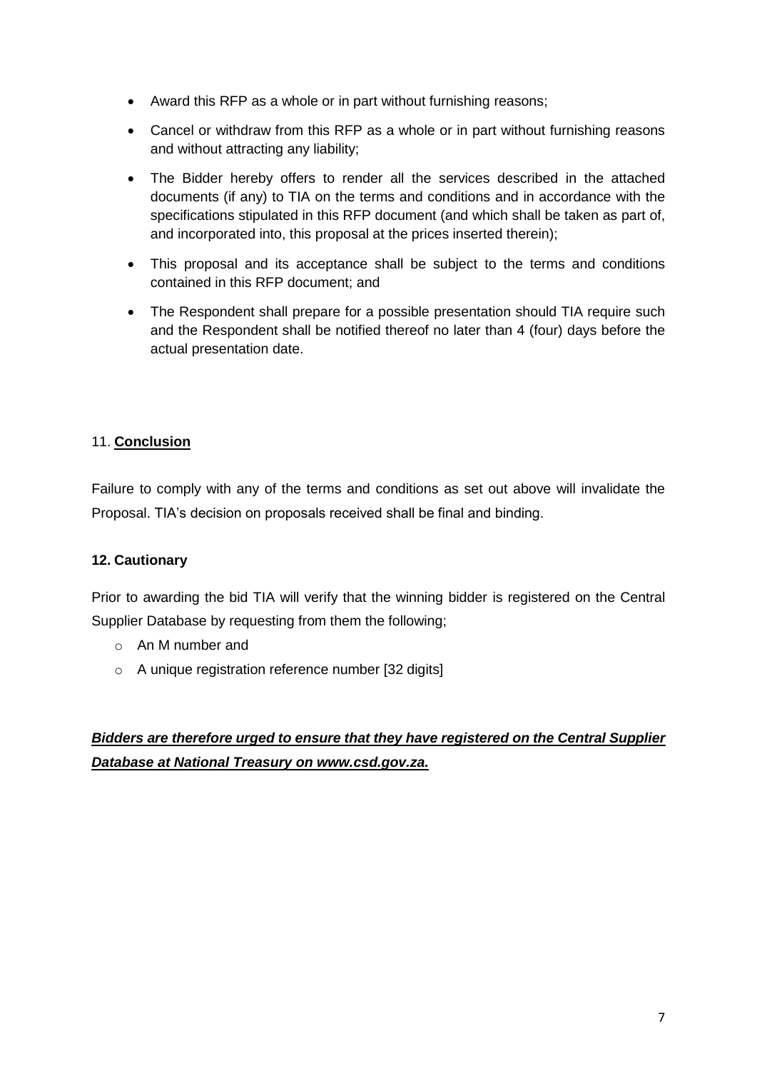- Award this RFP as a whole or in part without furnishing reasons;
- Cancel or withdraw from this RFP as a whole or in part without furnishing reasons and without attracting any liability;
- The Bidder hereby offers to render all the services described in the attached documents (if any) to TIA on the terms and conditions and in accordance with the specifications stipulated in this RFP document (and which shall be taken as part of, and incorporated into, this proposal at the prices inserted therein);
- This proposal and its acceptance shall be subject to the terms and conditions contained in this RFP document; and
- The Respondent shall prepare for a possible presentation should TIA require such and the Respondent shall be notified thereof no later than 4 (four) days before the actual presentation date.

## 11. **Conclusion**

Failure to comply with any of the terms and conditions as set out above will invalidate the Proposal. TIA's decision on proposals received shall be final and binding.

## **12. Cautionary**

Prior to awarding the bid TIA will verify that the winning bidder is registered on the Central Supplier Database by requesting from them the following;

- An M number and
- A unique registration reference number [32 digits]

***Bidders are therefore urged to ensure that they have registered on the Central Supplier Database at National Treasury on www.csd.gov.za.***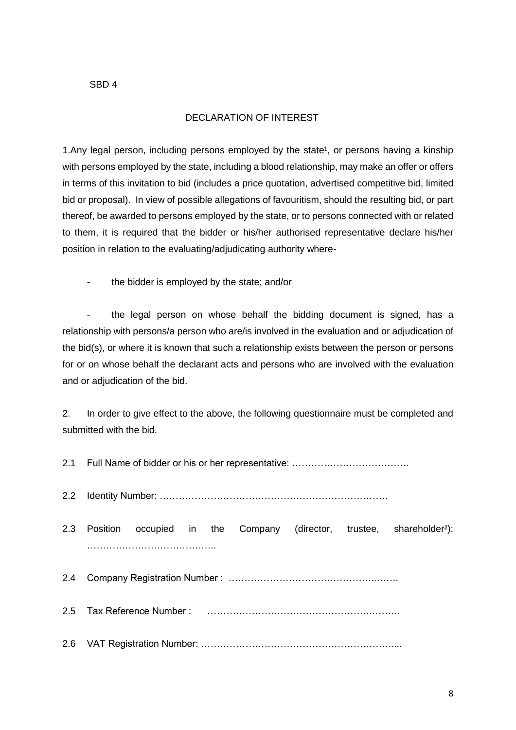SBD 4

# DECLARATION OF INTEREST

1.Any legal person, including persons employed by the state[1], or persons having a kinship with persons employed by the state, including a blood relationship, may make an offer or offers in terms of this invitation to bid (includes a price quotation, advertised competitive bid, limited bid or proposal). In view of possible allegations of favouritism, should the resulting bid, or part thereof, be awarded to persons employed by the state, or to persons connected with or related to them, it is required that the bidder or his/her authorised representative declare his/her position in relation to the evaluating/adjudicating authority where-

- the bidder is employed by the state; and/or

- the legal person on whose behalf the bidding document is signed, has a relationship with persons/a person who are/is involved in the evaluation and or adjudication of the bid(s), or where it is known that such a relationship exists between the person or persons for or on whose behalf the declarant acts and persons who are involved with the evaluation and or adjudication of the bid.

2. In order to give effect to the above, the following questionnaire must be completed and submitted with the bid.

2.1 Full Name of bidder or his or her representative: ……………………………….

2.2 Identity Number: ………………………………………………………………

2.3 Position occupied in the Company (director, trustee, shareholder[2]): …………………………………..

2.4 Company Registration Number : ……………………………………….…….

2.5 Tax Reference Number : ……………………………………………….……

2.6 VAT Registration Number: …………………………………………………....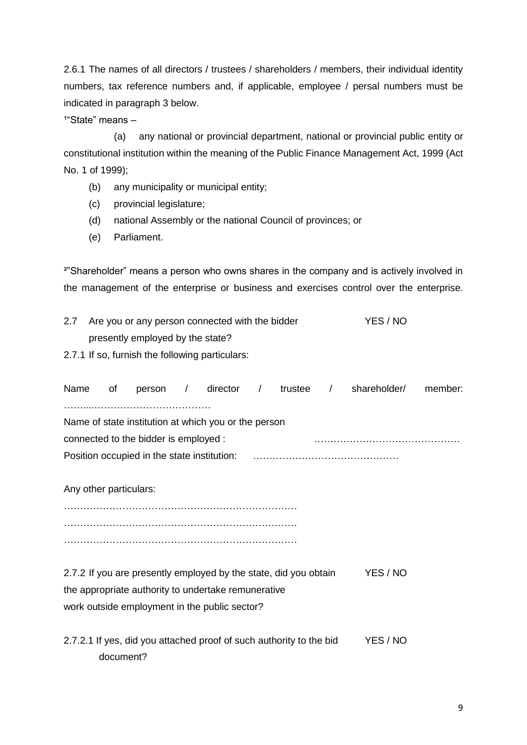2.6.1 The names of all directors / trustees / shareholders / members, their individual identity numbers, tax reference numbers and, if applicable, employee / persal numbers must be indicated in paragraph 3 below.

[1]"State" means –

(a) any national or provincial department, national or provincial public entity or constitutional institution within the meaning of the Public Finance Management Act, 1999 (Act No. 1 of 1999);

(b) any municipality or municipal entity;

(c) provincial legislature;

(d) national Assembly or the national Council of provinces; or

(e) Parliament.

[2]"Shareholder" means a person who owns shares in the company and is actively involved in the management of the enterprise or business and exercises control over the enterprise.

2.7 Are you or any person connected with the bidder presently employed by the state? YES / NO

2.7.1 If so, furnish the following particulars:

Name of person / director / trustee / shareholder/ member: ……...………………………………

Name of state institution at which you or the person connected to the bidder is employed : ………………………………………

Position occupied in the state institution: ………………………………………

Any other particulars:

………………………………………………………………
………………………………………………………………
………………………………………………………………

2.7.2 If you are presently employed by the state, did you obtain the appropriate authority to undertake remunerative work outside employment in the public sector? YES / NO

2.7.2.1 If yes, did you attached proof of such authority to the bid document? YES / NO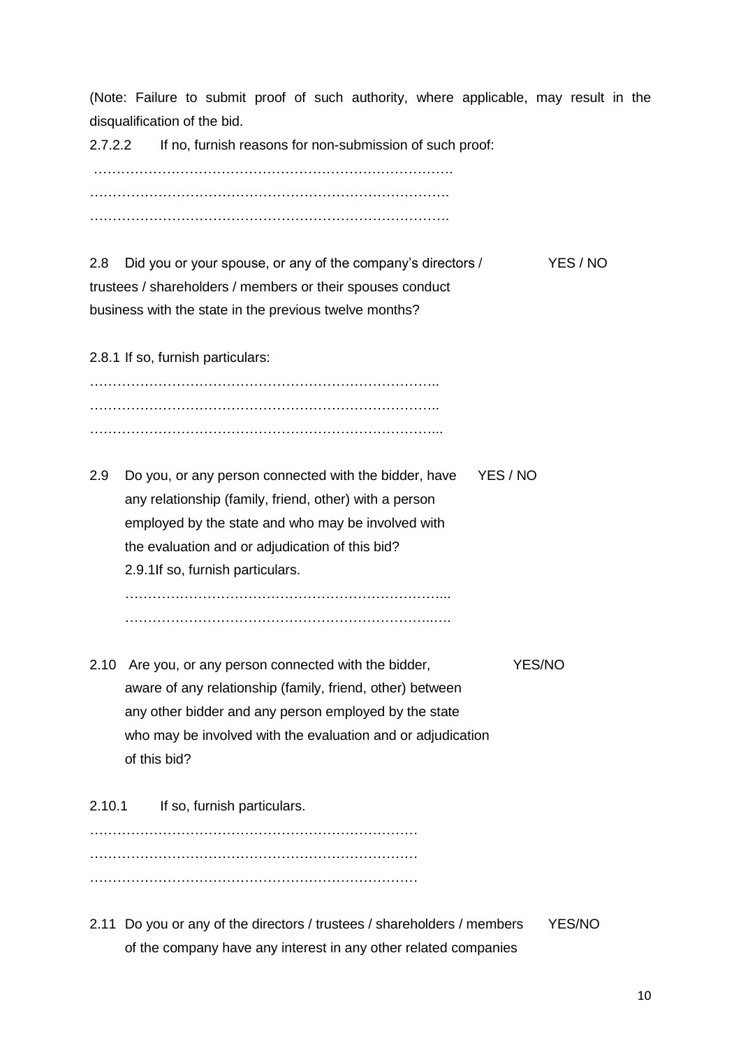(Note: Failure to submit proof of such authority, where applicable, may result in the disqualification of the bid.

2.7.2.2 If no, furnish reasons for non-submission of such proof:

…………………………………………………………………….
…………………………………………………………………….
…………………………………………………………………….

2.8 Did you or your spouse, or any of the company's directors / trustees / shareholders / members or their spouses conduct business with the state in the previous twelve months? YES / NO

2.8.1 If so, furnish particulars:

…………………………………………………………………..
…………………………………………………………………..
…………………………………………………………………...

2.9 Do you, or any person connected with the bidder, have any relationship (family, friend, other) with a person employed by the state and who may be involved with the evaluation and or adjudication of this bid? YES / NO

2.9.1If so, furnish particulars.

……………………………………………………………...
…………………………………………………………..….

2.10 Are you, or any person connected with the bidder, aware of any relationship (family, friend, other) between any other bidder and any person employed by the state who may be involved with the evaluation and or adjudication of this bid? YES/NO

2.10.1 If so, furnish particulars.

………………………………………………………………
………………………………………………………………
………………………………………………………………

2.11 Do you or any of the directors / trustees / shareholders / members of the company have any interest in any other related companies YES/NO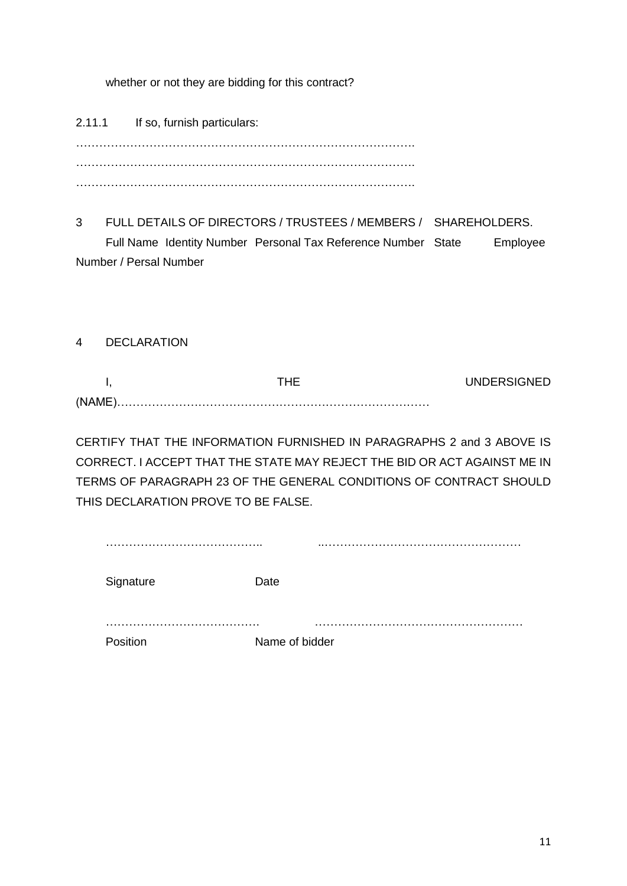whether or not they are bidding for this contract?

2.11.1 If so, furnish particulars:

…………………………………………………………………………….
…………………………………………………………………………….
…………………………………………………………………………….

3 FULL DETAILS OF DIRECTORS / TRUSTEES / MEMBERS / SHAREHOLDERS.

Full Name Identity Number Personal Tax Reference Number State Employee Number / Persal Number

4 DECLARATION

I, THE UNDERSIGNED (NAME)………………………………………………………………………

CERTIFY THAT THE INFORMATION FURNISHED IN PARAGRAPHS 2 and 3 ABOVE IS CORRECT. I ACCEPT THAT THE STATE MAY REJECT THE BID OR ACT AGAINST ME IN TERMS OF PARAGRAPH 23 OF THE GENERAL CONDITIONS OF CONTRACT SHOULD THIS DECLARATION PROVE TO BE FALSE.

………………………………….. ..……………………………………………

Signature Date

…………………………………. ………………………………………………

Position Name of bidder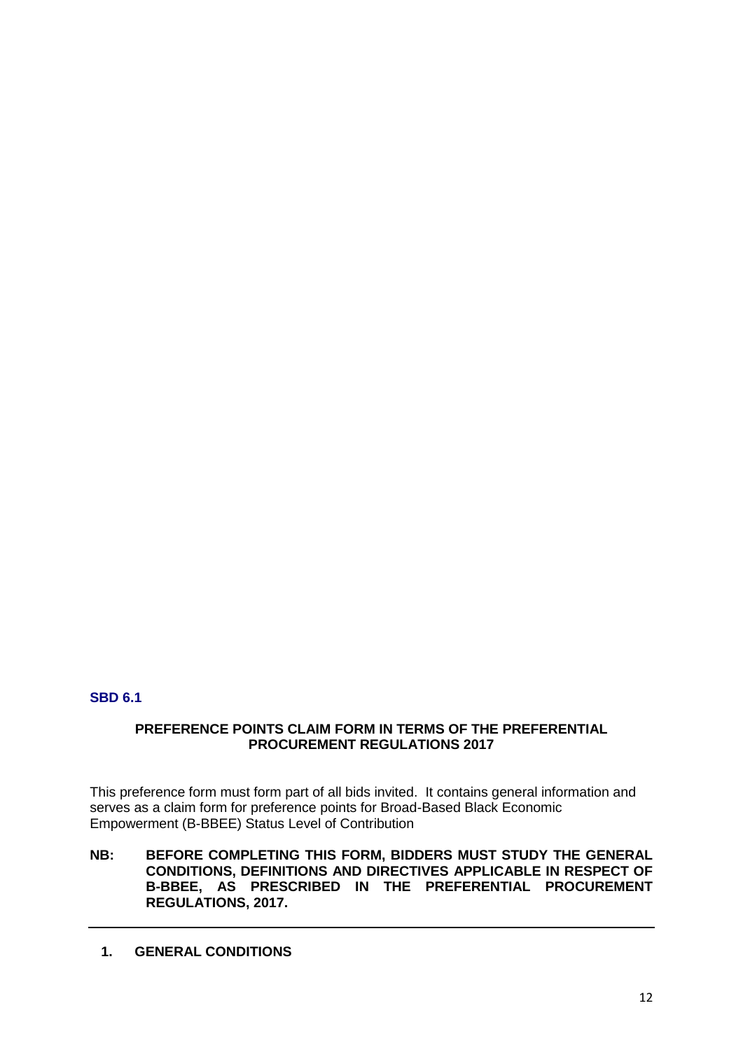**SBD 6.1**

**PREFERENCE POINTS CLAIM FORM IN TERMS OF THE PREFERENTIAL PROCUREMENT REGULATIONS 2017**

This preference form must form part of all bids invited. It contains general information and serves as a claim form for preference points for Broad-Based Black Economic Empowerment (B-BBEE) Status Level of Contribution

**NB: BEFORE COMPLETING THIS FORM, BIDDERS MUST STUDY THE GENERAL CONDITIONS, DEFINITIONS AND DIRECTIVES APPLICABLE IN RESPECT OF B-BBEE, AS PRESCRIBED IN THE PREFERENTIAL PROCUREMENT REGULATIONS, 2017.**

---

## 1. GENERAL CONDITIONS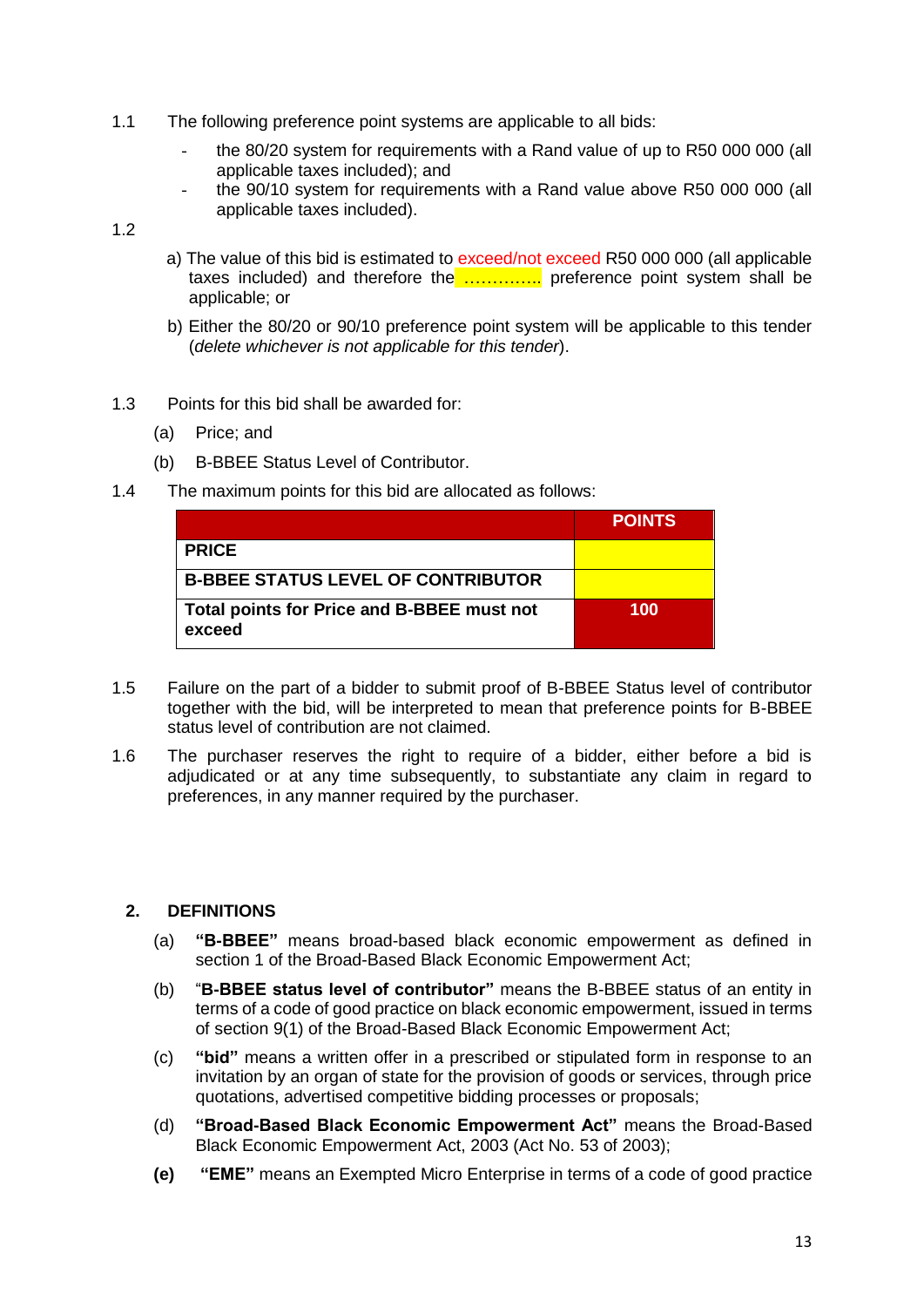1.1 The following preference point systems are applicable to all bids:

- the 80/20 system for requirements with a Rand value of up to R50 000 000 (all applicable taxes included); and
- the 90/10 system for requirements with a Rand value above R50 000 000 (all applicable taxes included).

1.2

a) The value of this bid is estimated to exceed/not exceed R50 000 000 (all applicable taxes included) and therefore the ………….. preference point system shall be applicable; or

b) Either the 80/20 or 90/10 preference point system will be applicable to this tender (*delete whichever is not applicable for this tender*).

1.3 Points for this bid shall be awarded for:

(a) Price; and

(b) B-BBEE Status Level of Contributor.

1.4 The maximum points for this bid are allocated as follows:

| | POINTS |
|---|---|
| **PRICE** | |
| **B-BBEE STATUS LEVEL OF CONTRIBUTOR** | |
| **Total points for Price and B-BBEE must not exceed** | **100** |

1.5 Failure on the part of a bidder to submit proof of B-BBEE Status level of contributor together with the bid, will be interpreted to mean that preference points for B-BBEE status level of contribution are not claimed.

1.6 The purchaser reserves the right to require of a bidder, either before a bid is adjudicated or at any time subsequently, to substantiate any claim in regard to preferences, in any manner required by the purchaser.

## 2. DEFINITIONS

(a) **"B-BBEE"** means broad-based black economic empowerment as defined in section 1 of the Broad-Based Black Economic Empowerment Act;

(b) "**B-BBEE status level of contributor"** means the B-BBEE status of an entity in terms of a code of good practice on black economic empowerment, issued in terms of section 9(1) of the Broad-Based Black Economic Empowerment Act;

(c) **"bid"** means a written offer in a prescribed or stipulated form in response to an invitation by an organ of state for the provision of goods or services, through price quotations, advertised competitive bidding processes or proposals;

(d) **"Broad-Based Black Economic Empowerment Act"** means the Broad-Based Black Economic Empowerment Act, 2003 (Act No. 53 of 2003);

**(e)** **"EME"** means an Exempted Micro Enterprise in terms of a code of good practice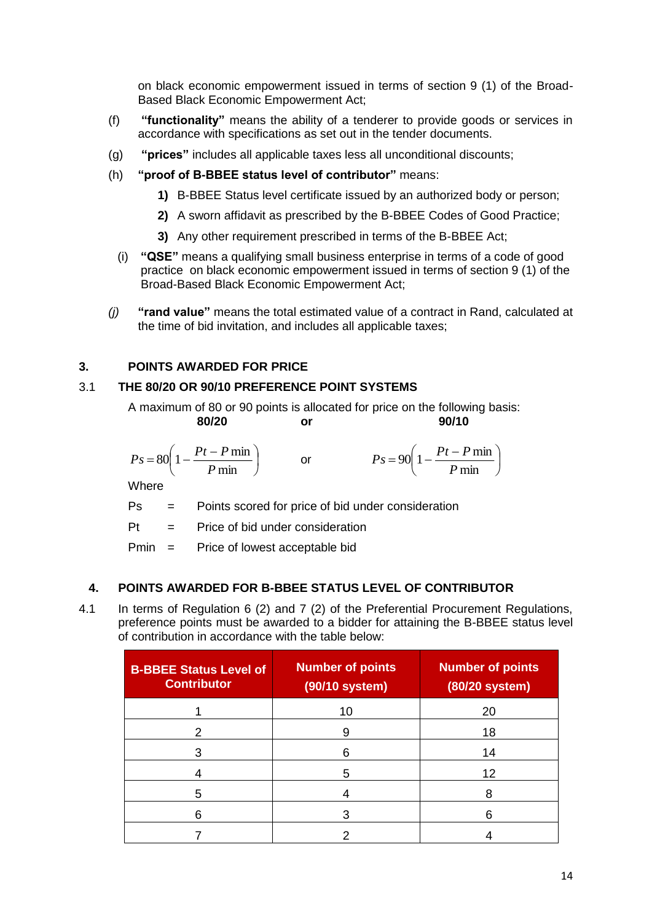on black economic empowerment issued in terms of section 9 (1) of the Broad-Based Black Economic Empowerment Act;

(f) **"functionality"** means the ability of a tenderer to provide goods or services in accordance with specifications as set out in the tender documents.

(g) **"prices"** includes all applicable taxes less all unconditional discounts;

(h) **"proof of B-BBEE status level of contributor"** means:

**1)** B-BBEE Status level certificate issued by an authorized body or person;

**2)** A sworn affidavit as prescribed by the B-BBEE Codes of Good Practice;

**3)** Any other requirement prescribed in terms of the B-BBEE Act;

(i) **"QSE"** means a qualifying small business enterprise in terms of a code of good practice on black economic empowerment issued in terms of section 9 (1) of the Broad-Based Black Economic Empowerment Act;

*(j)* **"rand value"** means the total estimated value of a contract in Rand, calculated at the time of bid invitation, and includes all applicable taxes;

## 3. POINTS AWARDED FOR PRICE

### 3.1 THE 80/20 OR 90/10 PREFERENCE POINT SYSTEMS

A maximum of 80 or 90 points is allocated for price on the following basis:

**80/20** **or** **90/10**

$$Ps = 80\left(1 - \frac{Pt - P\min}{P\min}\right) \quad \text{or} \quad Ps = 90\left(1 - \frac{Pt - P\min}{P\min}\right)$$

Where

Ps = Points scored for price of bid under consideration

Pt = Price of bid under consideration

Pmin = Price of lowest acceptable bid

## 4. POINTS AWARDED FOR B-BBEE STATUS LEVEL OF CONTRIBUTOR

4.1 In terms of Regulation 6 (2) and 7 (2) of the Preferential Procurement Regulations, preference points must be awarded to a bidder for attaining the B-BBEE status level of contribution in accordance with the table below:

| B-BBEE Status Level of Contributor | Number of points (90/10 system) | Number of points (80/20 system) |
|---|---|---|
| 1 | 10 | 20 |
| 2 | 9 | 18 |
| 3 | 6 | 14 |
| 4 | 5 | 12 |
| 5 | 4 | 8 |
| 6 | 3 | 6 |
| 7 | 2 | 4 |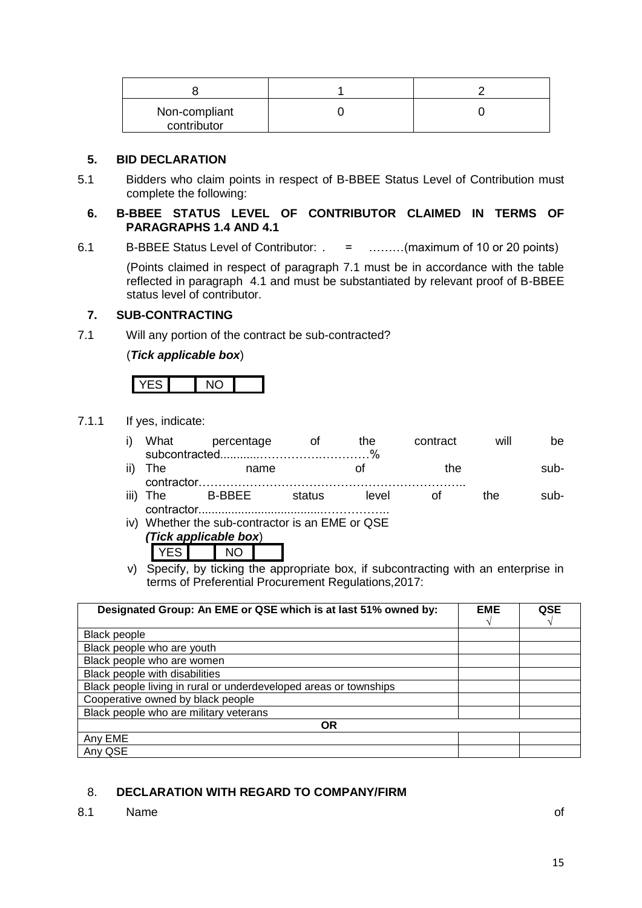| 8 | 1 | 2 |
|---|---|---|
| Non-compliant contributor | 0 | 0 |

## 5. BID DECLARATION

5.1 Bidders who claim points in respect of B-BBEE Status Level of Contribution must complete the following:

## 6. B-BBEE STATUS LEVEL OF CONTRIBUTOR CLAIMED IN TERMS OF PARAGRAPHS 1.4 AND 4.1

6.1 B-BBEE Status Level of Contributor: . = ………(maximum of 10 or 20 points)

(Points claimed in respect of paragraph 7.1 must be in accordance with the table reflected in paragraph 4.1 and must be substantiated by relevant proof of B-BBEE status level of contributor.

## 7. SUB-CONTRACTING

7.1 Will any portion of the contract be sub-contracted?

(***Tick applicable box***)

| YES | | NO | |
|---|---|---|---|

7.1.1 If yes, indicate:

i) What percentage of the contract will be subcontracted............……………….…………%

ii) The name of the sub-contractor…………………………………………………………..

iii) The B-BBEE status level of the sub-contractor......................................……………..

iv) Whether the sub-contractor is an EME or QSE
***(Tick applicable box***)

| YES | | NO | |
|---|---|---|---|

v) Specify, by ticking the appropriate box, if subcontracting with an enterprise in terms of Preferential Procurement Regulations,2017:

| Designated Group: An EME or QSE which is at last 51% owned by: | EME √ | QSE √ |
|---|---|---|
| Black people | | |
| Black people who are youth | | |
| Black people who are women | | |
| Black people with disabilities | | |
| Black people living in rural or underdeveloped areas or townships | | |
| Cooperative owned by black people | | |
| Black people who are military veterans | | |
| **OR** | | |
| Any EME | | |
| Any QSE | | |

## 8. DECLARATION WITH REGARD TO COMPANY/FIRM

8.1 Name of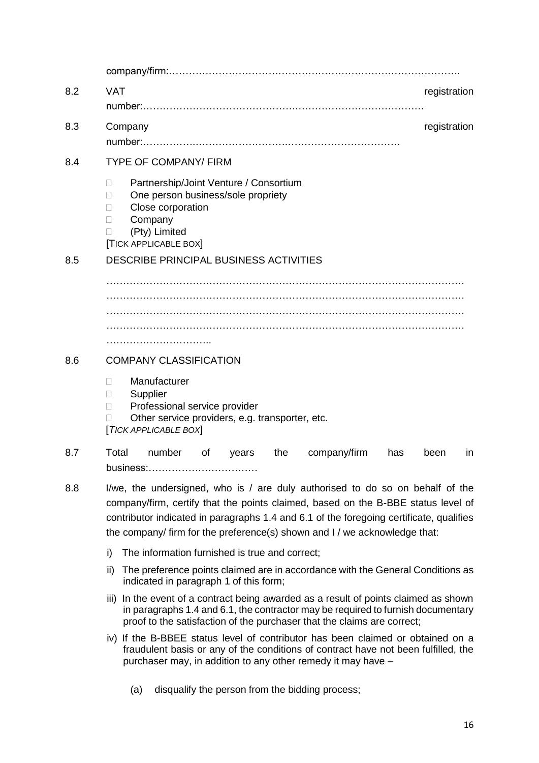company/firm:…………………………………………………………………………….

8.2 VAT registration number:……………………………………….…………………………………

8.3 Company registration number:…………….……………………….…………………………….

8.4 TYPE OF COMPANY/ FIRM

- Partnership/Joint Venture / Consortium
- One person business/sole propriety
- Close corporation
- Company
- (Pty) Limited

[TICK APPLICABLE BOX]

8.5 DESCRIBE PRINCIPAL BUSINESS ACTIVITIES

…………………………………………………………………………………………………
…………………………………………………………………………………………………
…………………………………………………………………………………………………
…………………………………………………………………………………………………
…………………………..

8.6 COMPANY CLASSIFICATION

- Manufacturer
- Supplier
- Professional service provider
- Other service providers, e.g. transporter, etc.

[*TICK APPLICABLE BOX*]

8.7 Total number of years the company/firm has been in business:……………………………

8.8 I/we, the undersigned, who is / are duly authorised to do so on behalf of the company/firm, certify that the points claimed, based on the B-BBE status level of contributor indicated in paragraphs 1.4 and 6.1 of the foregoing certificate, qualifies the company/ firm for the preference(s) shown and I / we acknowledge that:

i) The information furnished is true and correct;

ii) The preference points claimed are in accordance with the General Conditions as indicated in paragraph 1 of this form;

iii) In the event of a contract being awarded as a result of points claimed as shown in paragraphs 1.4 and 6.1, the contractor may be required to furnish documentary proof to the satisfaction of the purchaser that the claims are correct;

iv) If the B-BBEE status level of contributor has been claimed or obtained on a fraudulent basis or any of the conditions of contract have not been fulfilled, the purchaser may, in addition to any other remedy it may have –

(a) disqualify the person from the bidding process;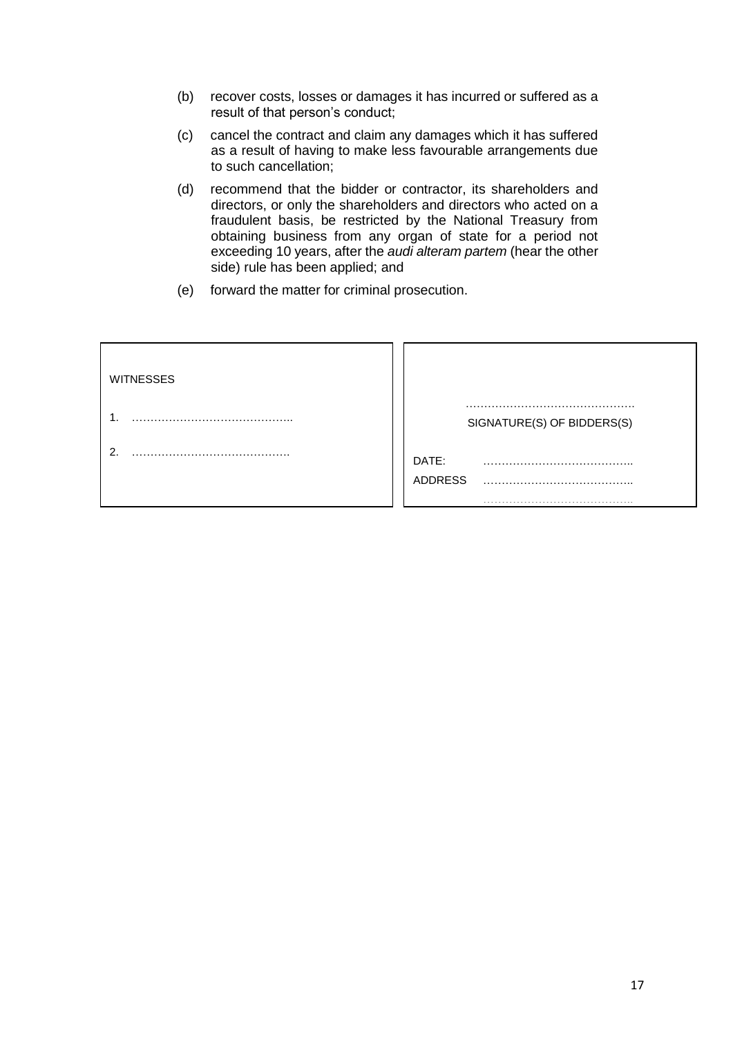(b) recover costs, losses or damages it has incurred or suffered as a result of that person's conduct;

(c) cancel the contract and claim any damages which it has suffered as a result of having to make less favourable arrangements due to such cancellation;

(d) recommend that the bidder or contractor, its shareholders and directors, or only the shareholders and directors who acted on a fraudulent basis, be restricted by the National Treasury from obtaining business from any organ of state for a period not exceeding 10 years, after the *audi alteram partem* (hear the other side) rule has been applied; and

(e) forward the matter for criminal prosecution.

| | |
|---|---|
| WITNESSES<br><br>1. ……………………………………..<br><br>2. ……………………………………. | ……………………………………….<br>SIGNATURE(S) OF BIDDERS(S)<br><br>DATE: …………………………………..<br>ADDRESS …………………………………..<br>………………………………….. |